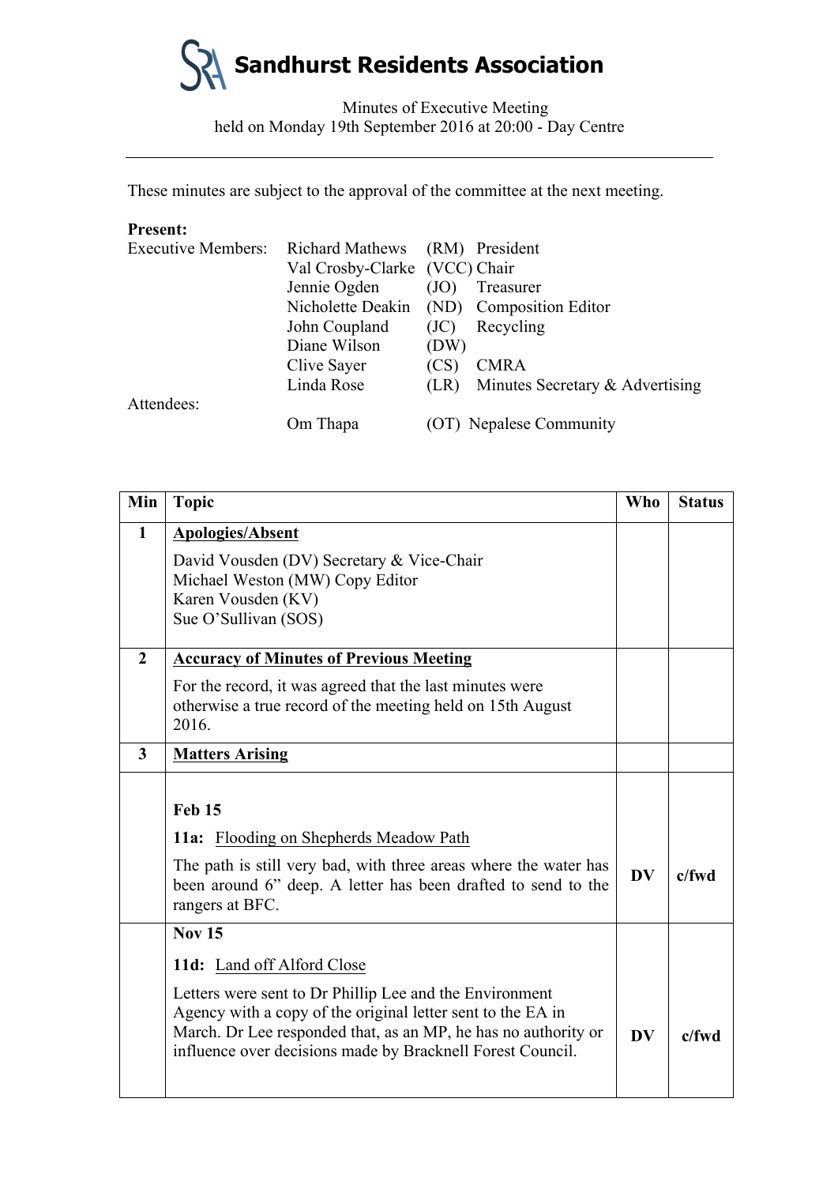# Sandhurst Residents Association

Minutes of Executive Meeting
held on Monday 19th September 2016 at 20:00 - Day Centre

---

These minutes are subject to the approval of the committee at the next meeting.

**Present:**

| | | | |
|---|---|---|---|
| Executive Members: | Richard Mathews | (RM) | President |
| | Val Crosby-Clarke | (VCC) | Chair |
| | Jennie Ogden | (JO) | Treasurer |
| | Nicholette Deakin | (ND) | Composition Editor |
| | John Coupland | (JC) | Recycling |
| | Diane Wilson | (DW) | |
| | Clive Sayer | (CS) | CMRA |
| | Linda Rose | (LR) | Minutes Secretary & Advertising |
| Attendees: | | | |
| | Om Thapa | (OT) | Nepalese Community |

| Min | Topic | Who | Status |
|---|---|---|---|
| **1** | **Apologies/Absent**<br><br>David Vousden (DV) Secretary & Vice-Chair<br>Michael Weston (MW) Copy Editor<br>Karen Vousden (KV)<br>Sue O'Sullivan (SOS) | | |
| **2** | **Accuracy of Minutes of Previous Meeting**<br><br>For the record, it was agreed that the last minutes were otherwise a true record of the meeting held on 15th August 2016. | | |
| **3** | **Matters Arising** | | |
| | **Feb 15**<br><br>**11a:** Flooding on Shepherds Meadow Path<br><br>The path is still very bad, with three areas where the water has been around 6" deep. A letter has been drafted to send to the rangers at BFC. | **DV** | **c/fwd** |
| | **Nov 15**<br><br>**11d:** Land off Alford Close<br><br>Letters were sent to Dr Phillip Lee and the Environment Agency with a copy of the original letter sent to the EA in March. Dr Lee responded that, as an MP, he has no authority or influence over decisions made by Bracknell Forest Council. | **DV** | **c/fwd** |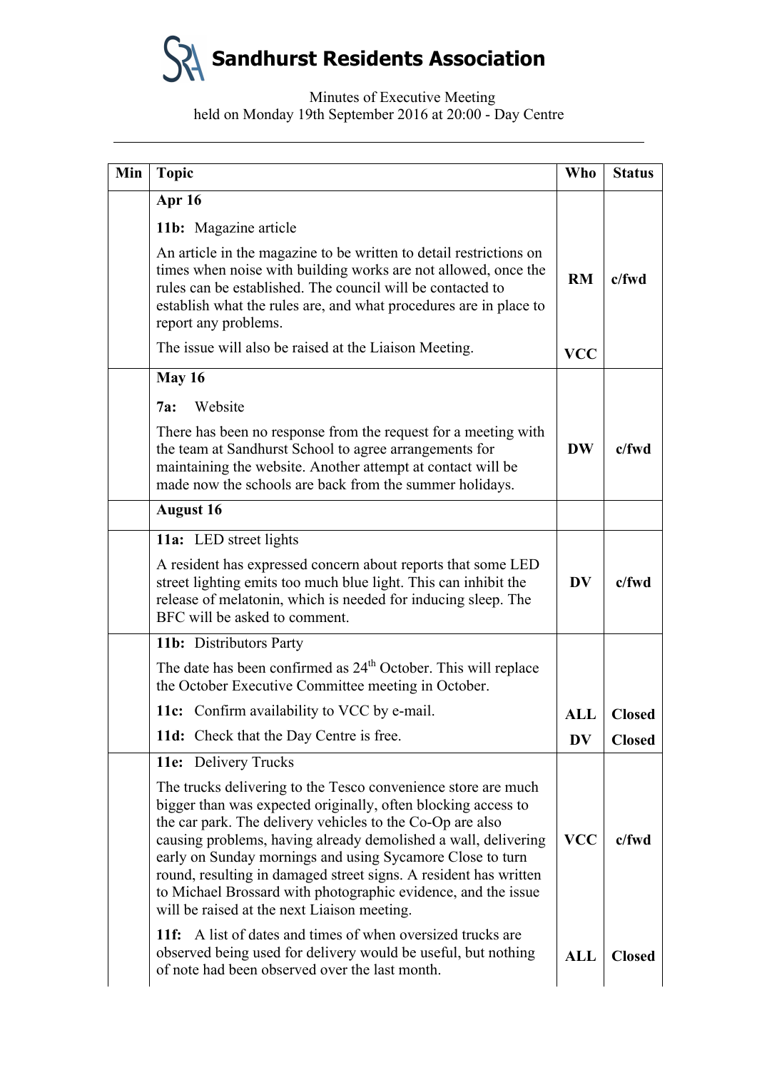# Sandhurst Residents Association

Minutes of Executive Meeting
held on Monday 19th September 2016 at 20:00 - Day Centre

| Min | Topic | Who | Status |
|---|---|---|---|
| | **Apr 16** | | |
| | **11b:** Magazine article | | |
| | An article in the magazine to be written to detail restrictions on times when noise with building works are not allowed, once the rules can be established. The council will be contacted to establish what the rules are, and what procedures are in place to report any problems. | **RM** | **c/fwd** |
| | The issue will also be raised at the Liaison Meeting. | **VCC** | |
| | **May 16** | | |
| | **7a:** Website | | |
| | There has been no response from the request for a meeting with the team at Sandhurst School to agree arrangements for maintaining the website. Another attempt at contact will be made now the schools are back from the summer holidays. | **DW** | **c/fwd** |
| | **August 16** | | |
| | **11a:** LED street lights | | |
| | A resident has expressed concern about reports that some LED street lighting emits too much blue light. This can inhibit the release of melatonin, which is needed for inducing sleep. The BFC will be asked to comment. | **DV** | **c/fwd** |
| | **11b:** Distributors Party | | |
| | The date has been confirmed as 24th October. This will replace the October Executive Committee meeting in October. | | |
| | **11c:** Confirm availability to VCC by e-mail. | **ALL** | **Closed** |
| | **11d:** Check that the Day Centre is free. | **DV** | **Closed** |
| | **11e:** Delivery Trucks | | |
| | The trucks delivering to the Tesco convenience store are much bigger than was expected originally, often blocking access to the car park. The delivery vehicles to the Co-Op are also causing problems, having already demolished a wall, delivering early on Sunday mornings and using Sycamore Close to turn round, resulting in damaged street signs. A resident has written to Michael Brossard with photographic evidence, and the issue will be raised at the next Liaison meeting. | **VCC** | **c/fwd** |
| | **11f:** A list of dates and times of when oversized trucks are observed being used for delivery would be useful, but nothing of note had been observed over the last month. | **ALL** | **Closed** |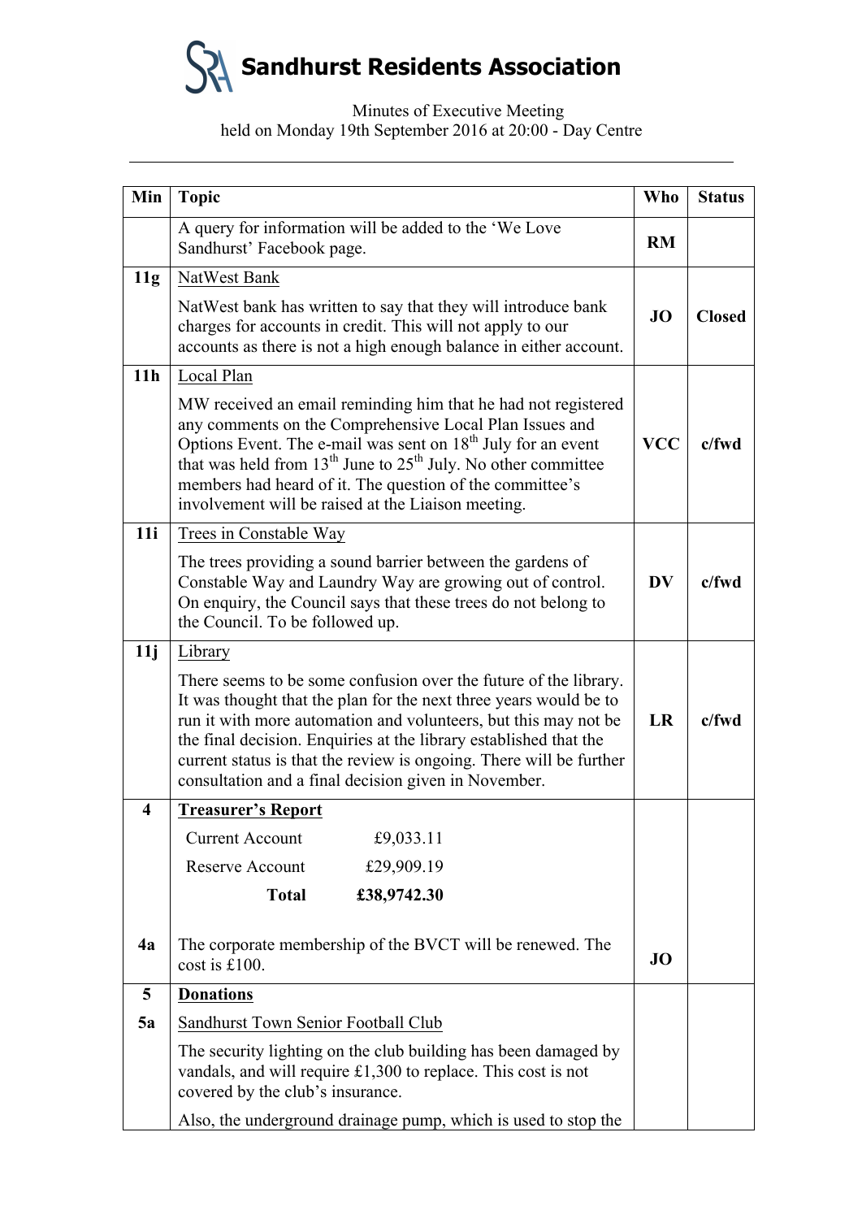# Sandhurst Residents Association

Minutes of Executive Meeting
held on Monday 19th September 2016 at 20:00 - Day Centre

| Min | Topic | Who | Status |
|---|---|---|---|
| | A query for information will be added to the 'We Love Sandhurst' Facebook page. | **RM** | |
| **11g** | NatWest Bank<br><br>NatWest bank has written to say that they will introduce bank charges for accounts in credit. This will not apply to our accounts as there is not a high enough balance in either account. | **JO** | **Closed** |
| **11h** | Local Plan<br><br>MW received an email reminding him that he had not registered any comments on the Comprehensive Local Plan Issues and Options Event. The e-mail was sent on 18th July for an event that was held from 13th June to 25th July. No other committee members had heard of it. The question of the committee's involvement will be raised at the Liaison meeting. | **VCC** | **c/fwd** |
| **11i** | Trees in Constable Way<br><br>The trees providing a sound barrier between the gardens of Constable Way and Laundry Way are growing out of control. On enquiry, the Council says that these trees do not belong to the Council. To be followed up. | **DV** | **c/fwd** |
| **11j** | Library<br><br>There seems to be some confusion over the future of the library. It was thought that the plan for the next three years would be to run it with more automation and volunteers, but this may not be the final decision. Enquiries at the library established that the current status is that the review is ongoing. There will be further consultation and a final decision given in November. | **LR** | **c/fwd** |
| **4** | **Treasurer's Report**<br><br>Current Account £9,033.11<br>Reserve Account £29,909.19<br>**Total £38,9742.30** | | |
| **4a** | The corporate membership of the BVCT will be renewed. The cost is £100. | **JO** | |
| **5** | **Donations** | | |
| **5a** | Sandhurst Town Senior Football Club<br><br>The security lighting on the club building has been damaged by vandals, and will require £1,300 to replace. This cost is not covered by the club's insurance.<br><br>Also, the underground drainage pump, which is used to stop the | | |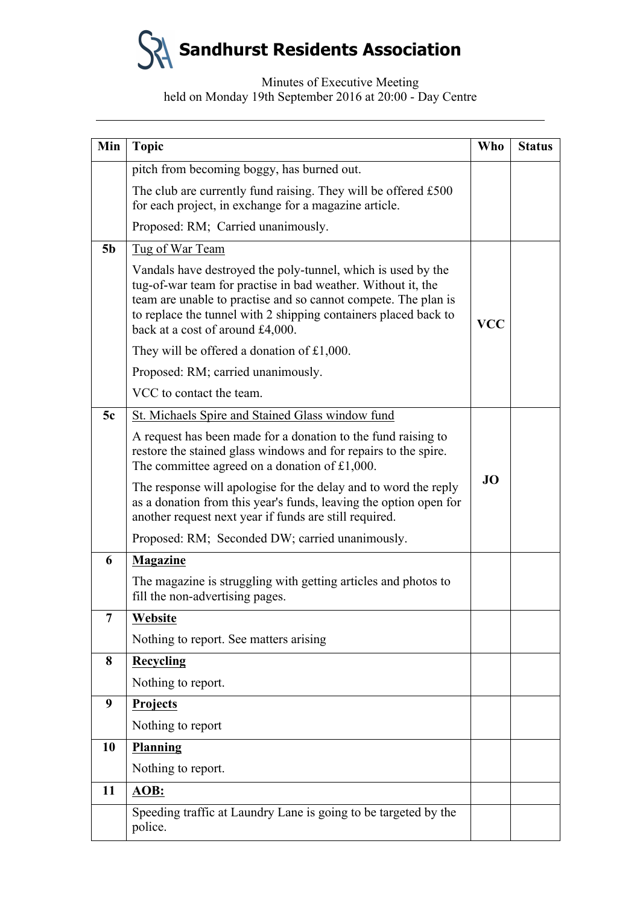# Sandhurst Residents Association

Minutes of Executive Meeting
held on Monday 19th September 2016 at 20:00 - Day Centre

| Min | Topic | Who | Status |
|---|---|---|---|
| | pitch from becoming boggy, has burned out.<br><br>The club are currently fund raising. They will be offered £500 for each project, in exchange for a magazine article.<br><br>Proposed: RM; Carried unanimously. | | |
| **5b** | <u>Tug of War Team</u><br><br>Vandals have destroyed the poly-tunnel, which is used by the tug-of-war team for practise in bad weather. Without it, the team are unable to practise and so cannot compete. The plan is to replace the tunnel with 2 shipping containers placed back to back at a cost of around £4,000.<br><br>They will be offered a donation of £1,000.<br><br>Proposed: RM; carried unanimously.<br><br>VCC to contact the team. | **VCC** | |
| **5c** | <u>St. Michaels Spire and Stained Glass window fund</u><br><br>A request has been made for a donation to the fund raising to restore the stained glass windows and for repairs to the spire. The committee agreed on a donation of £1,000.<br><br>The response will apologise for the delay and to word the reply as a donation from this year's funds, leaving the option open for another request next year if funds are still required.<br><br>Proposed: RM; Seconded DW; carried unanimously. | **JO** | |
| **6** | **<u>Magazine</u>**<br><br>The magazine is struggling with getting articles and photos to fill the non-advertising pages. | | |
| **7** | **<u>Website</u>**<br><br>Nothing to report. See matters arising | | |
| **8** | **<u>Recycling</u>**<br><br>Nothing to report. | | |
| **9** | **<u>Projects</u>**<br><br>Nothing to report | | |
| **10** | **<u>Planning</u>**<br><br>Nothing to report. | | |
| **11** | **<u>AOB:</u>** | | |
| | Speeding traffic at Laundry Lane is going to be targeted by the police. | | |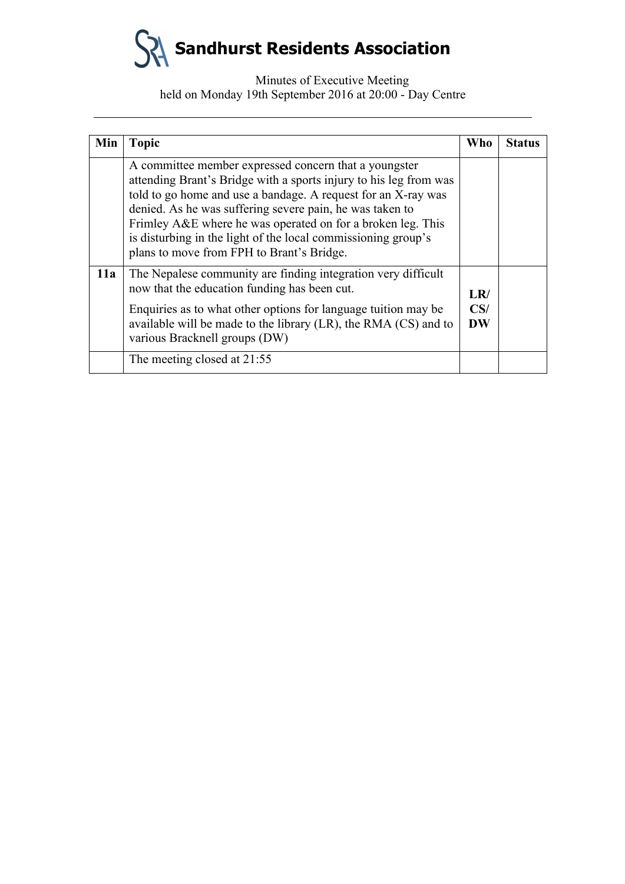# Sandhurst Residents Association

Minutes of Executive Meeting
held on Monday 19th September 2016 at 20:00 - Day Centre

---

| Min | Topic | Who | Status |
|---|---|---|---|
| | A committee member expressed concern that a youngster attending Brant's Bridge with a sports injury to his leg from was told to go home and use a bandage. A request for an X-ray was denied. As he was suffering severe pain, he was taken to Frimley A&E where he was operated on for a broken leg. This is disturbing in the light of the local commissioning group's plans to move from FPH to Brant's Bridge. | | |
| **11a** | The Nepalese community are finding integration very difficult now that the education funding has been cut.<br><br>Enquiries as to what other options for language tuition may be available will be made to the library (LR), the RMA (CS) and to various Bracknell groups (DW) | **LR/ CS/ DW** | |
| | The meeting closed at 21:55 | | |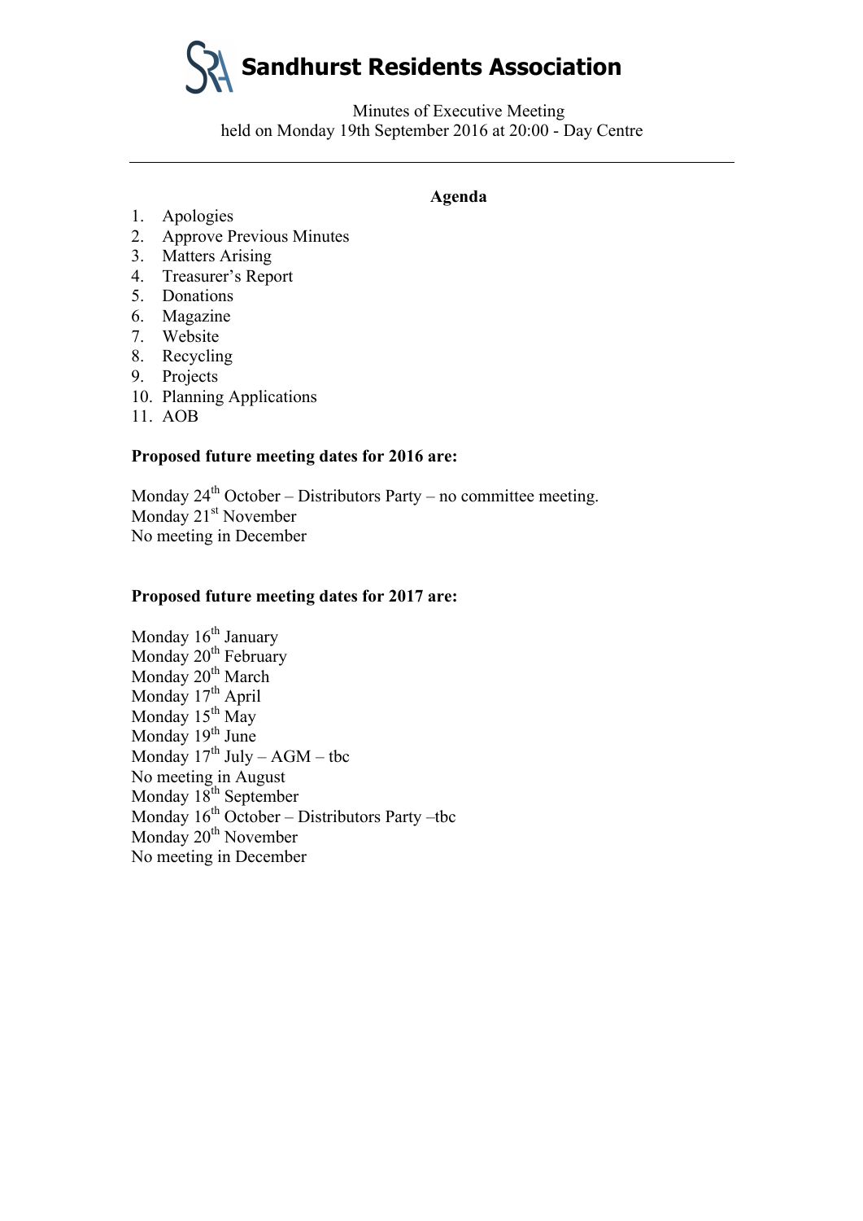# Sandhurst Residents Association

Minutes of Executive Meeting
held on Monday 19th September 2016 at 20:00 - Day Centre

---

**Agenda**

1. Apologies
2. Approve Previous Minutes
3. Matters Arising
4. Treasurer's Report
5. Donations
6. Magazine
7. Website
8. Recycling
9. Projects
10. Planning Applications
11. AOB

**Proposed future meeting dates for 2016 are:**

Monday 24th October – Distributors Party – no committee meeting.
Monday 21st November
No meeting in December

**Proposed future meeting dates for 2017 are:**

Monday 16th January
Monday 20th February
Monday 20th March
Monday 17th April
Monday 15th May
Monday 19th June
Monday 17th July – AGM – tbc
No meeting in August
Monday 18th September
Monday 16th October – Distributors Party –tbc
Monday 20th November
No meeting in December